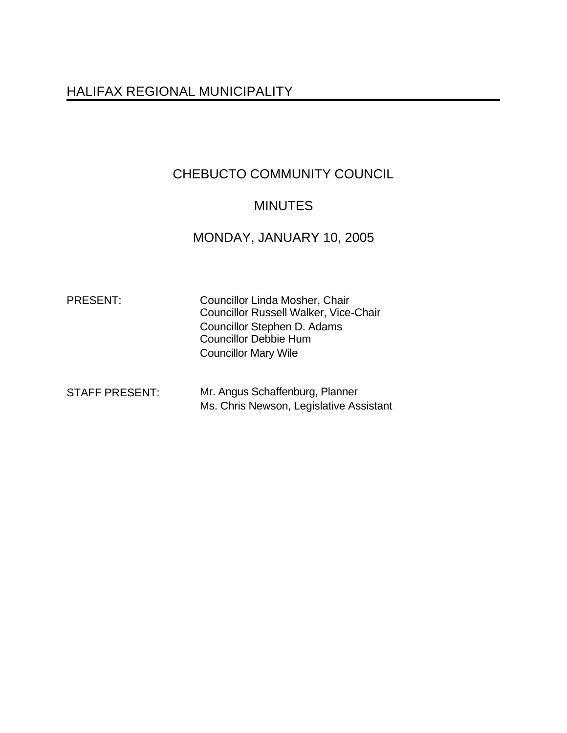# HALIFAX REGIONAL MUNICIPALITY

## CHEBUCTO COMMUNITY COUNCIL

## MINUTES

## MONDAY, JANUARY 10, 2005

PRESENT: Councillor Linda Mosher, Chair
Councillor Russell Walker, Vice-Chair
Councillor Stephen D. Adams
Councillor Debbie Hum
Councillor Mary Wile

STAFF PRESENT: Mr. Angus Schaffenburg, Planner
Ms. Chris Newson, Legislative Assistant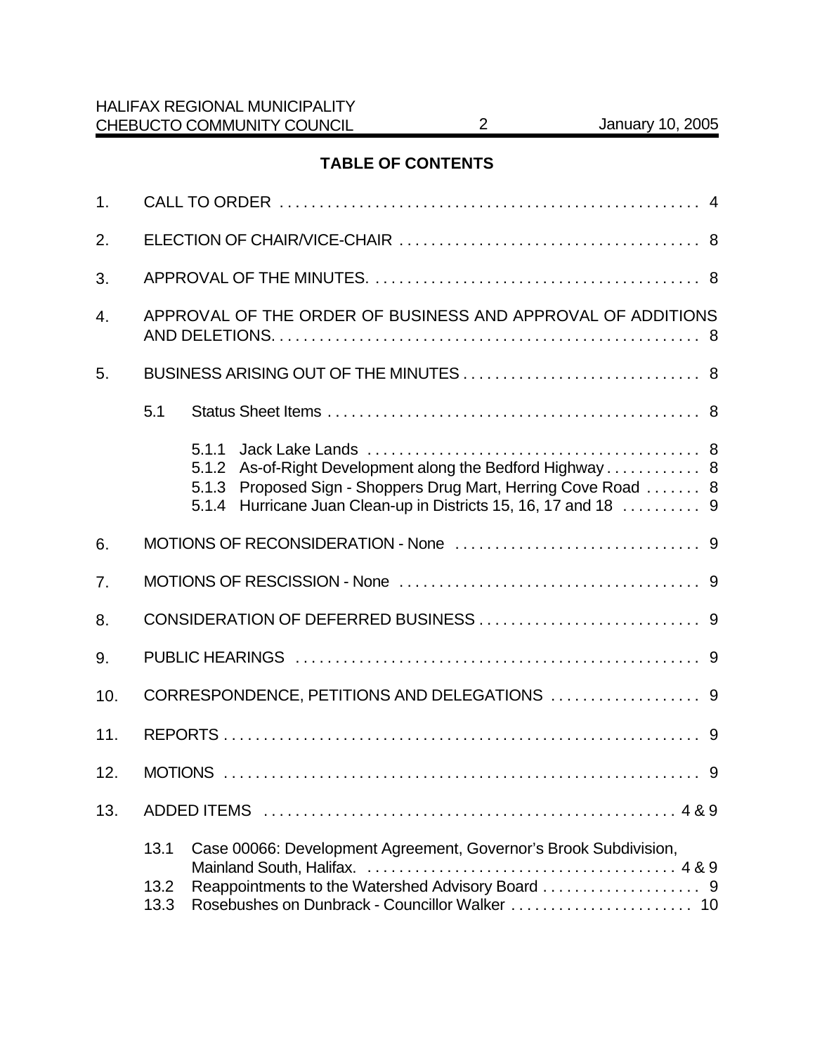## TABLE OF CONTENTS

1. CALL TO ORDER . . . . . . . . . . . . . . . . . . . . . . . . . . . . . . . . . . . . . . . . . . . . . . . . . . . 4

2. ELECTION OF CHAIR/VICE-CHAIR . . . . . . . . . . . . . . . . . . . . . . . . . . . . . . . . . . . . . . 8

3. APPROVAL OF THE MINUTES. . . . . . . . . . . . . . . . . . . . . . . . . . . . . . . . . . . . . . . . . 8

4. APPROVAL OF THE ORDER OF BUSINESS AND APPROVAL OF ADDITIONS AND DELETIONS. . . . . . . . . . . . . . . . . . . . . . . . . . . . . . . . . . . . . . . . . . . . . . . . . . . . . 8

5. BUSINESS ARISING OUT OF THE MINUTES . . . . . . . . . . . . . . . . . . . . . . . . . . . . . . 8

   5.1 Status Sheet Items . . . . . . . . . . . . . . . . . . . . . . . . . . . . . . . . . . . . . . . . . . . . . . . 8

      5.1.1 Jack Lake Lands . . . . . . . . . . . . . . . . . . . . . . . . . . . . . . . . . . . . . . . . . . 8
      5.1.2 As-of-Right Development along the Bedford Highway . . . . . . . . . . . . 8
      5.1.3 Proposed Sign - Shoppers Drug Mart, Herring Cove Road . . . . . . . 8
      5.1.4 Hurricane Juan Clean-up in Districts 15, 16, 17 and 18 . . . . . . . . . . 9

6. MOTIONS OF RECONSIDERATION - None . . . . . . . . . . . . . . . . . . . . . . . . . . . . . . . 9

7. MOTIONS OF RESCISSION - None . . . . . . . . . . . . . . . . . . . . . . . . . . . . . . . . . . . . . . 9

8. CONSIDERATION OF DEFERRED BUSINESS . . . . . . . . . . . . . . . . . . . . . . . . . . . . 9

9. PUBLIC HEARINGS . . . . . . . . . . . . . . . . . . . . . . . . . . . . . . . . . . . . . . . . . . . . . . . . . . . 9

10. CORRESPONDENCE, PETITIONS AND DELEGATIONS . . . . . . . . . . . . . . . . . . . 9

11. REPORTS . . . . . . . . . . . . . . . . . . . . . . . . . . . . . . . . . . . . . . . . . . . . . . . . . . . . . . . . . . . . 9

12. MOTIONS . . . . . . . . . . . . . . . . . . . . . . . . . . . . . . . . . . . . . . . . . . . . . . . . . . . . . . . . . . . . 9

13. ADDED ITEMS . . . . . . . . . . . . . . . . . . . . . . . . . . . . . . . . . . . . . . . . . . . . . . . . . . . . 4 & 9

   13.1 Case 00066: Development Agreement, Governor's Brook Subdivision, Mainland South, Halifax. . . . . . . . . . . . . . . . . . . . . . . . . . . . . . . . . . . . . . . . 4 & 9
   13.2 Reappointments to the Watershed Advisory Board . . . . . . . . . . . . . . . . . . . . 9
   13.3 Rosebushes on Dunbrack - Councillor Walker . . . . . . . . . . . . . . . . . . . . . . . 10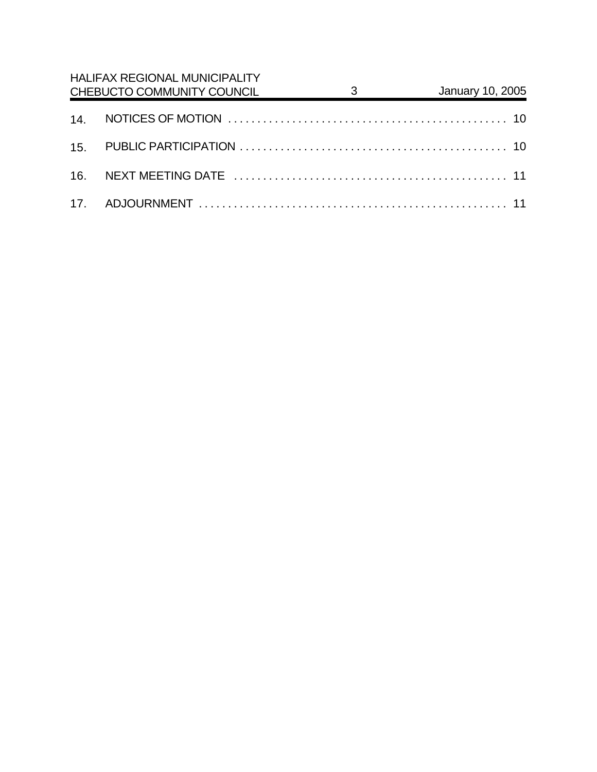14. NOTICES OF MOTION . . . . . . . . . . . . . . . . . . . . . . . . . . . . . . . . . . . . . . . . . . . . . . . 10

15. PUBLIC PARTICIPATION . . . . . . . . . . . . . . . . . . . . . . . . . . . . . . . . . . . . . . . . . . . . . 10

16. NEXT MEETING DATE . . . . . . . . . . . . . . . . . . . . . . . . . . . . . . . . . . . . . . . . . . . . . . 11

17. ADJOURNMENT . . . . . . . . . . . . . . . . . . . . . . . . . . . . . . . . . . . . . . . . . . . . . . . . . . . 11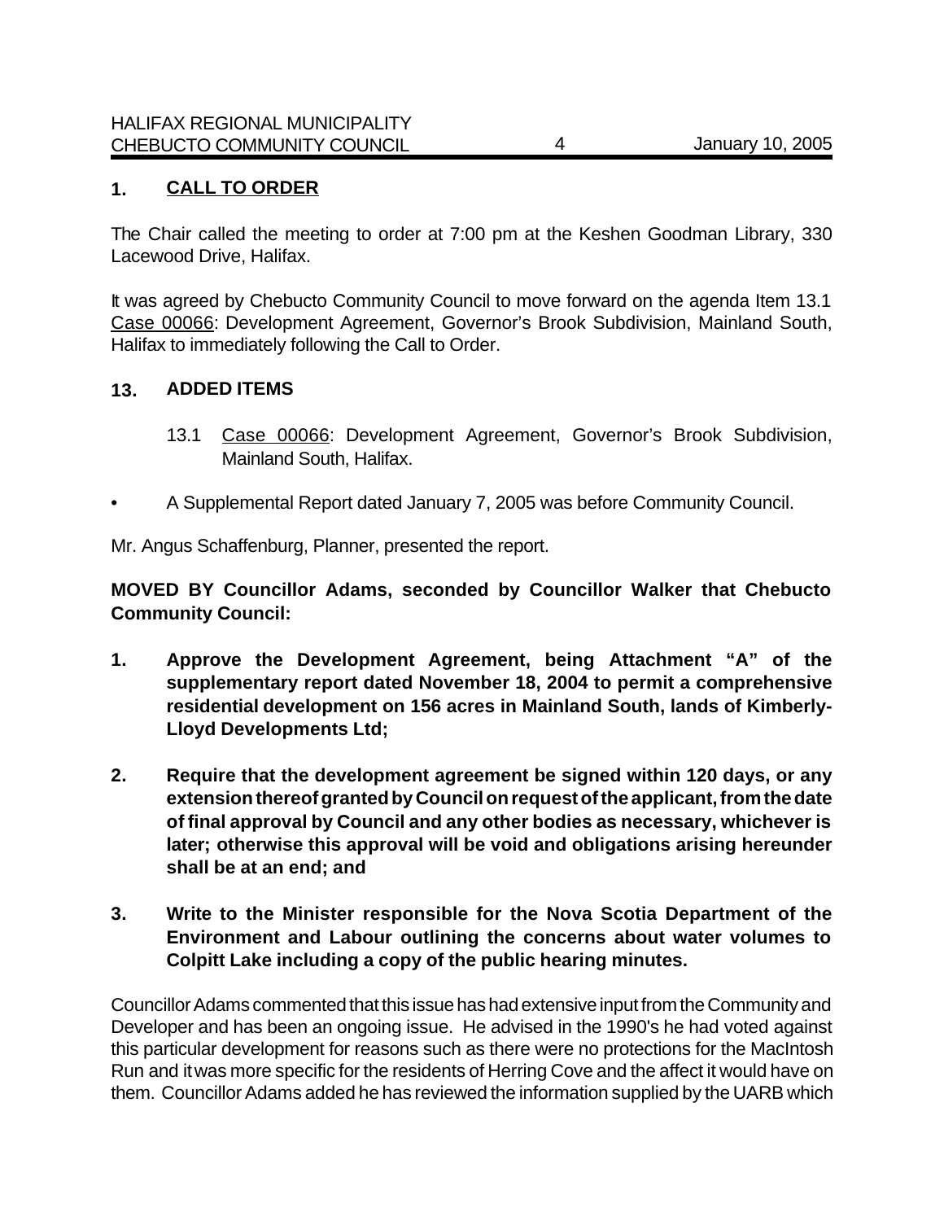## 1. CALL TO ORDER

The Chair called the meeting to order at 7:00 pm at the Keshen Goodman Library, 330 Lacewood Drive, Halifax.

It was agreed by Chebucto Community Council to move forward on the agenda Item 13.1 Case 00066: Development Agreement, Governor's Brook Subdivision, Mainland South, Halifax to immediately following the Call to Order.

## 13. ADDED ITEMS

13.1 Case 00066: Development Agreement, Governor's Brook Subdivision, Mainland South, Halifax.

- A Supplemental Report dated January 7, 2005 was before Community Council.

Mr. Angus Schaffenburg, Planner, presented the report.

**MOVED BY Councillor Adams, seconded by Councillor Walker that Chebucto Community Council:**

1. **Approve the Development Agreement, being Attachment "A" of the supplementary report dated November 18, 2004 to permit a comprehensive residential development on 156 acres in Mainland South, lands of Kimberly-Lloyd Developments Ltd;**

2. **Require that the development agreement be signed within 120 days, or any extension thereof granted by Council on request of the applicant, from the date of final approval by Council and any other bodies as necessary, whichever is later; otherwise this approval will be void and obligations arising hereunder shall be at an end; and**

3. **Write to the Minister responsible for the Nova Scotia Department of the Environment and Labour outlining the concerns about water volumes to Colpitt Lake including a copy of the public hearing minutes.**

Councillor Adams commented that this issue has had extensive input from the Community and Developer and has been an ongoing issue. He advised in the 1990's he had voted against this particular development for reasons such as there were no protections for the MacIntosh Run and it was more specific for the residents of Herring Cove and the affect it would have on them. Councillor Adams added he has reviewed the information supplied by the UARB which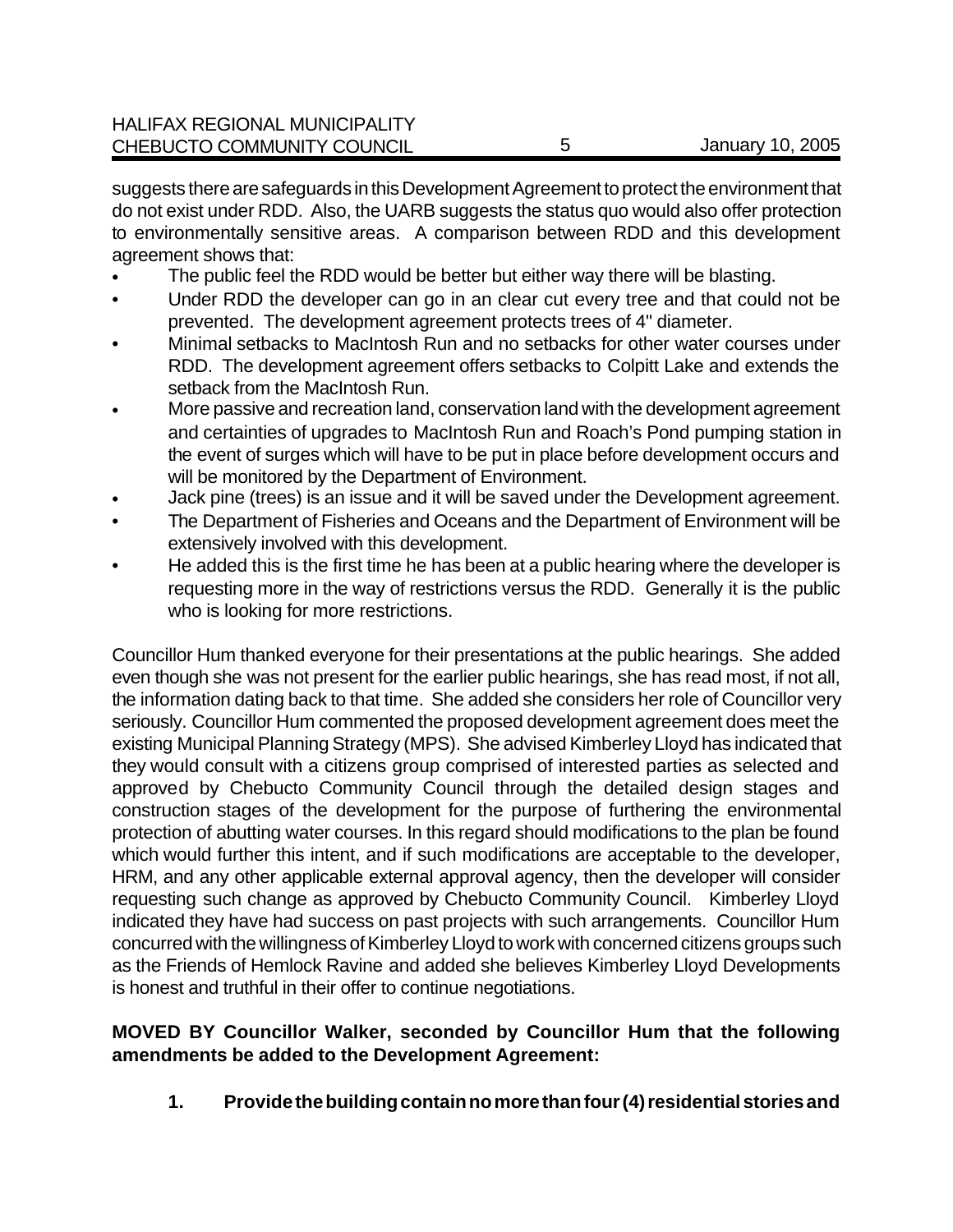suggests there are safeguards in this Development Agreement to protect the environment that do not exist under RDD. Also, the UARB suggests the status quo would also offer protection to environmentally sensitive areas. A comparison between RDD and this development agreement shows that:

- The public feel the RDD would be better but either way there will be blasting.
- Under RDD the developer can go in an clear cut every tree and that could not be prevented. The development agreement protects trees of 4" diameter.
- Minimal setbacks to MacIntosh Run and no setbacks for other water courses under RDD. The development agreement offers setbacks to Colpitt Lake and extends the setback from the MacIntosh Run.
- More passive and recreation land, conservation land with the development agreement and certainties of upgrades to MacIntosh Run and Roach's Pond pumping station in the event of surges which will have to be put in place before development occurs and will be monitored by the Department of Environment.
- Jack pine (trees) is an issue and it will be saved under the Development agreement.
- The Department of Fisheries and Oceans and the Department of Environment will be extensively involved with this development.
- He added this is the first time he has been at a public hearing where the developer is requesting more in the way of restrictions versus the RDD. Generally it is the public who is looking for more restrictions.

Councillor Hum thanked everyone for their presentations at the public hearings. She added even though she was not present for the earlier public hearings, she has read most, if not all, the information dating back to that time. She added she considers her role of Councillor very seriously. Councillor Hum commented the proposed development agreement does meet the existing Municipal Planning Strategy (MPS). She advised Kimberley Lloyd has indicated that they would consult with a citizens group comprised of interested parties as selected and approved by Chebucto Community Council through the detailed design stages and construction stages of the development for the purpose of furthering the environmental protection of abutting water courses. In this regard should modifications to the plan be found which would further this intent, and if such modifications are acceptable to the developer, HRM, and any other applicable external approval agency, then the developer will consider requesting such change as approved by Chebucto Community Council. Kimberley Lloyd indicated they have had success on past projects with such arrangements. Councillor Hum concurred with the willingness of Kimberley Lloyd to work with concerned citizens groups such as the Friends of Hemlock Ravine and added she believes Kimberley Lloyd Developments is honest and truthful in their offer to continue negotiations.

**MOVED BY Councillor Walker, seconded by Councillor Hum that the following amendments be added to the Development Agreement:**

1. **Provide the building contain no more than four (4) residential stories and**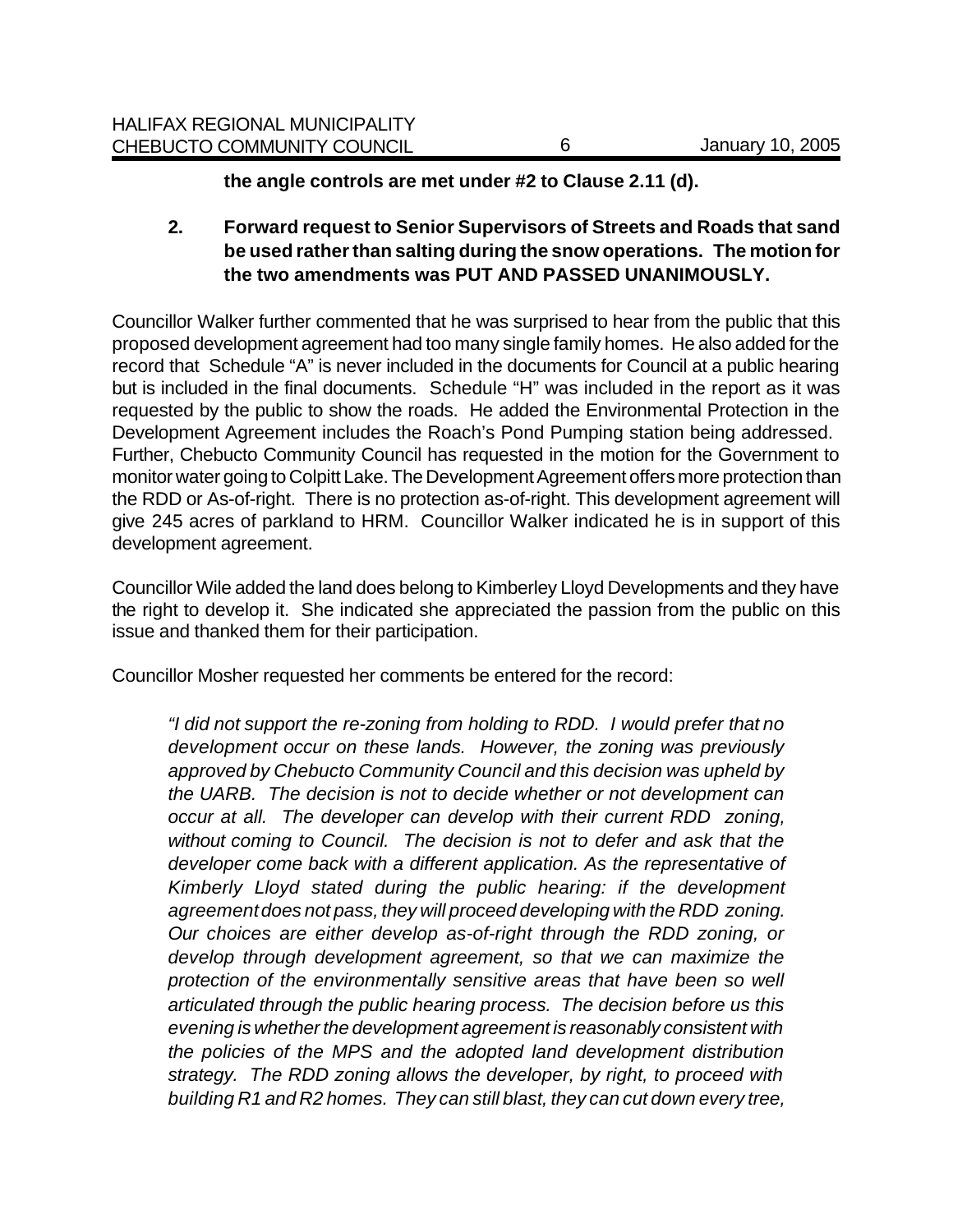**the angle controls are met under #2 to Clause 2.11 (d).**

2. **Forward request to Senior Supervisors of Streets and Roads that sand be used rather than salting during the snow operations. The motion for the two amendments was PUT AND PASSED UNANIMOUSLY.**

Councillor Walker further commented that he was surprised to hear from the public that this proposed development agreement had too many single family homes. He also added for the record that Schedule "A" is never included in the documents for Council at a public hearing but is included in the final documents. Schedule "H" was included in the report as it was requested by the public to show the roads. He added the Environmental Protection in the Development Agreement includes the Roach's Pond Pumping station being addressed. Further, Chebucto Community Council has requested in the motion for the Government to monitor water going to Colpitt Lake. The Development Agreement offers more protection than the RDD or As-of-right. There is no protection as-of-right. This development agreement will give 245 acres of parkland to HRM. Councillor Walker indicated he is in support of this development agreement.

Councillor Wile added the land does belong to Kimberley Lloyd Developments and they have the right to develop it. She indicated she appreciated the passion from the public on this issue and thanked them for their participation.

Councillor Mosher requested her comments be entered for the record:

> *"I did not support the re-zoning from holding to RDD. I would prefer that no development occur on these lands. However, the zoning was previously approved by Chebucto Community Council and this decision was upheld by the UARB. The decision is not to decide whether or not development can occur at all. The developer can develop with their current RDD zoning, without coming to Council. The decision is not to defer and ask that the developer come back with a different application. As the representative of Kimberly Lloyd stated during the public hearing: if the development agreement does not pass, they will proceed developing with the RDD zoning. Our choices are either develop as-of-right through the RDD zoning, or develop through development agreement, so that we can maximize the protection of the environmentally sensitive areas that have been so well articulated through the public hearing process. The decision before us this evening is whether the development agreement is reasonably consistent with the policies of the MPS and the adopted land development distribution strategy. The RDD zoning allows the developer, by right, to proceed with building R1 and R2 homes. They can still blast, they can cut down every tree,*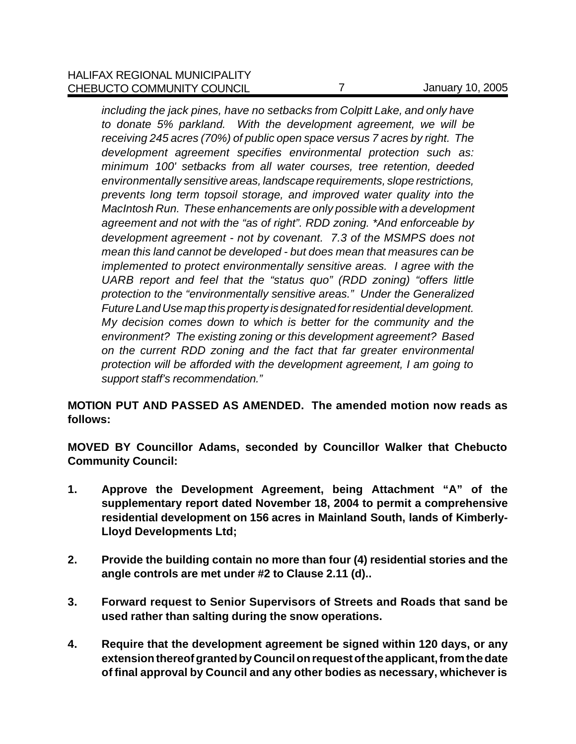*including the jack pines, have no setbacks from Colpitt Lake, and only have to donate 5% parkland. With the development agreement, we will be receiving 245 acres (70%) of public open space versus 7 acres by right. The development agreement specifies environmental protection such as: minimum 100' setbacks from all water courses, tree retention, deeded environmentally sensitive areas, landscape requirements, slope restrictions, prevents long term topsoil storage, and improved water quality into the MacIntosh Run. These enhancements are only possible with a development agreement and not with the "as of right". RDD zoning. *And enforceable by development agreement - not by covenant. 7.3 of the MSMPS does not mean this land cannot be developed - but does mean that measures can be implemented to protect environmentally sensitive areas. I agree with the UARB report and feel that the "status quo" (RDD zoning) "offers little protection to the "environmentally sensitive areas." Under the Generalized Future Land Use map this property is designated for residential development. My decision comes down to which is better for the community and the environment? The existing zoning or this development agreement? Based on the current RDD zoning and the fact that far greater environmental protection will be afforded with the development agreement, I am going to support staff's recommendation."*

**MOTION PUT AND PASSED AS AMENDED. The amended motion now reads as follows:**

**MOVED BY Councillor Adams, seconded by Councillor Walker that Chebucto Community Council:**

1. **Approve the Development Agreement, being Attachment "A" of the supplementary report dated November 18, 2004 to permit a comprehensive residential development on 156 acres in Mainland South, lands of Kimberly-Lloyd Developments Ltd;**

2. **Provide the building contain no more than four (4) residential stories and the angle controls are met under #2 to Clause 2.11 (d)..**

3. **Forward request to Senior Supervisors of Streets and Roads that sand be used rather than salting during the snow operations.**

4. **Require that the development agreement be signed within 120 days, or any extension thereof granted by Council on request of the applicant, from the date of final approval by Council and any other bodies as necessary, whichever is**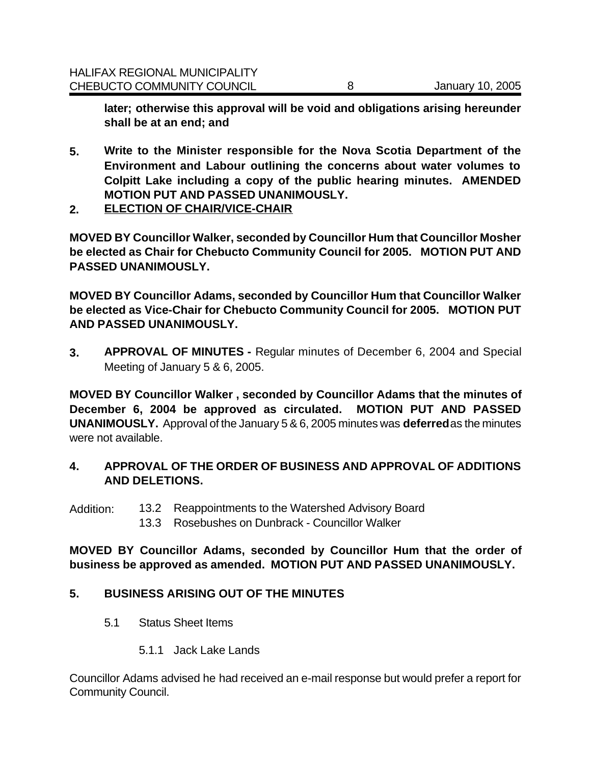**later; otherwise this approval will be void and obligations arising hereunder shall be at an end; and**

5. **Write to the Minister responsible for the Nova Scotia Department of the Environment and Labour outlining the concerns about water volumes to Colpitt Lake including a copy of the public hearing minutes. AMENDED MOTION PUT AND PASSED UNANIMOUSLY.**

## 2. ELECTION OF CHAIR/VICE-CHAIR

**MOVED BY Councillor Walker, seconded by Councillor Hum that Councillor Mosher be elected as Chair for Chebucto Community Council for 2005. MOTION PUT AND PASSED UNANIMOUSLY.**

**MOVED BY Councillor Adams, seconded by Councillor Hum that Councillor Walker be elected as Vice-Chair for Chebucto Community Council for 2005. MOTION PUT AND PASSED UNANIMOUSLY.**

## 3. APPROVAL OF MINUTES - Regular minutes of December 6, 2004 and Special Meeting of January 5 & 6, 2005.

**MOVED BY Councillor Walker , seconded by Councillor Adams that the minutes of December 6, 2004 be approved as circulated. MOTION PUT AND PASSED UNANIMOUSLY.** Approval of the January 5 & 6, 2005 minutes was **deferred** as the minutes were not available.

## 4. APPROVAL OF THE ORDER OF BUSINESS AND APPROVAL OF ADDITIONS AND DELETIONS.

Addition:
- 13.2 Reappointments to the Watershed Advisory Board
- 13.3 Rosebushes on Dunbrack - Councillor Walker

**MOVED BY Councillor Adams, seconded by Councillor Hum that the order of business be approved as amended. MOTION PUT AND PASSED UNANIMOUSLY.**

## 5. BUSINESS ARISING OUT OF THE MINUTES

5.1 Status Sheet Items

5.1.1 Jack Lake Lands

Councillor Adams advised he had received an e-mail response but would prefer a report for Community Council.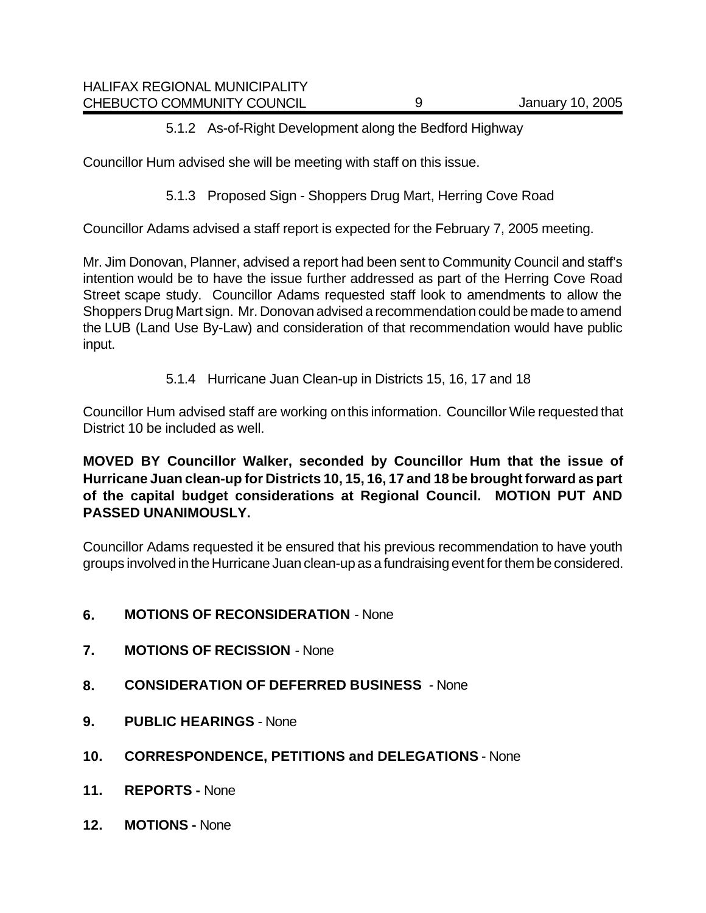5.1.2 As-of-Right Development along the Bedford Highway

Councillor Hum advised she will be meeting with staff on this issue.

5.1.3 Proposed Sign - Shoppers Drug Mart, Herring Cove Road

Councillor Adams advised a staff report is expected for the February 7, 2005 meeting.

Mr. Jim Donovan, Planner, advised a report had been sent to Community Council and staff's intention would be to have the issue further addressed as part of the Herring Cove Road Street scape study. Councillor Adams requested staff look to amendments to allow the Shoppers Drug Mart sign. Mr. Donovan advised a recommendation could be made to amend the LUB (Land Use By-Law) and consideration of that recommendation would have public input.

5.1.4 Hurricane Juan Clean-up in Districts 15, 16, 17 and 18

Councillor Hum advised staff are working on this information. Councillor Wile requested that District 10 be included as well.

**MOVED BY Councillor Walker, seconded by Councillor Hum that the issue of Hurricane Juan clean-up for Districts 10, 15, 16, 17 and 18 be brought forward as part of the capital budget considerations at Regional Council. MOTION PUT AND PASSED UNANIMOUSLY.**

Councillor Adams requested it be ensured that his previous recommendation to have youth groups involved in the Hurricane Juan clean-up as a fundraising event for them be considered.

**6. MOTIONS OF RECONSIDERATION** - None

**7. MOTIONS OF RECISSION** - None

**8. CONSIDERATION OF DEFERRED BUSINESS** - None

**9. PUBLIC HEARINGS** - None

**10. CORRESPONDENCE, PETITIONS and DELEGATIONS** - None

**11. REPORTS -** None

**12. MOTIONS -** None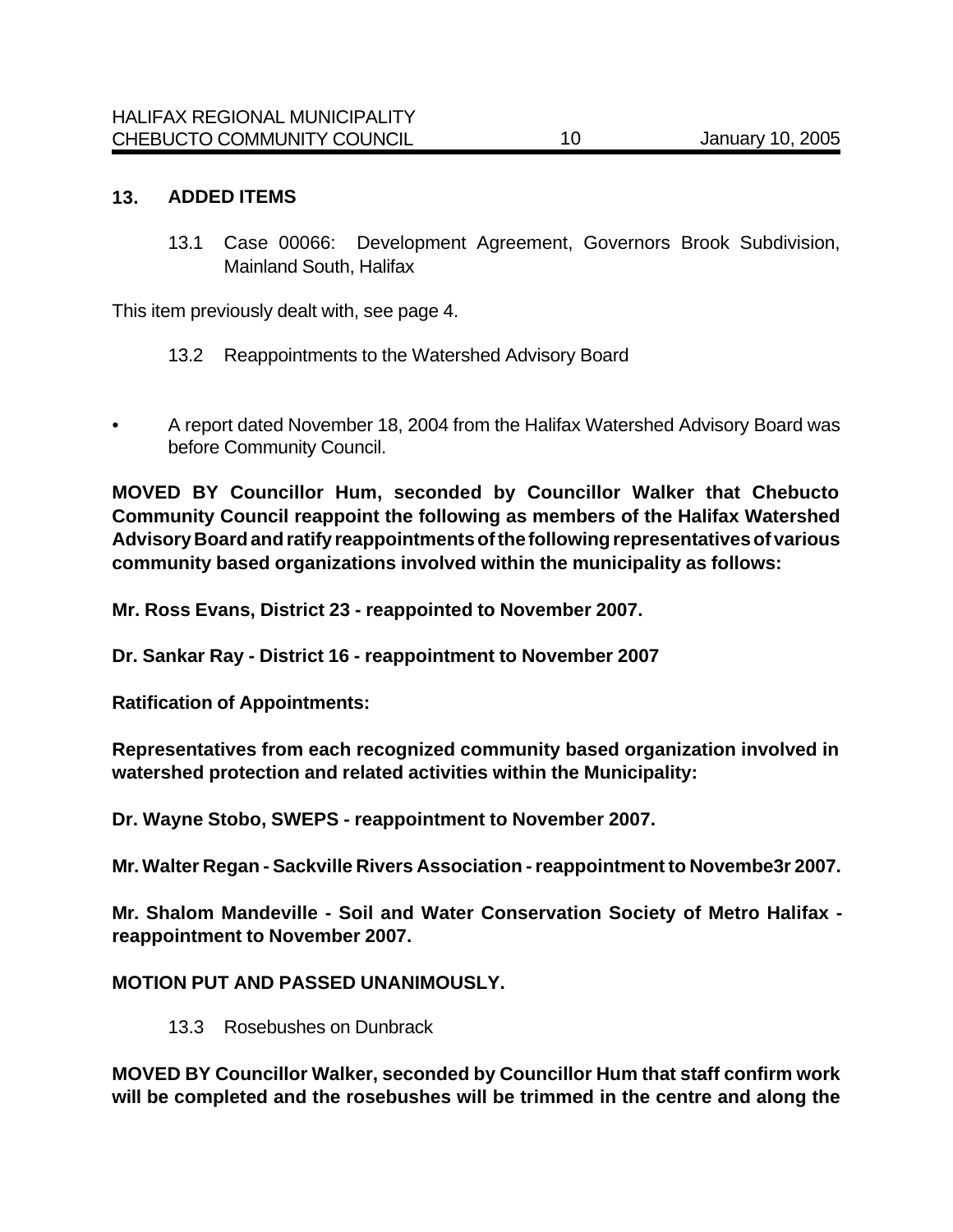## 13. ADDED ITEMS

13.1 Case 00066: Development Agreement, Governors Brook Subdivision, Mainland South, Halifax

This item previously dealt with, see page 4.

13.2 Reappointments to the Watershed Advisory Board

- A report dated November 18, 2004 from the Halifax Watershed Advisory Board was before Community Council.

**MOVED BY Councillor Hum, seconded by Councillor Walker that Chebucto Community Council reappoint the following as members of the Halifax Watershed Advisory Board and ratify reappointments of the following representatives of various community based organizations involved within the municipality as follows:**

**Mr. Ross Evans, District 23 - reappointed to November 2007.**

**Dr. Sankar Ray - District 16 - reappointment to November 2007**

**Ratification of Appointments:**

**Representatives from each recognized community based organization involved in watershed protection and related activities within the Municipality:**

**Dr. Wayne Stobo, SWEPS - reappointment to November 2007.**

**Mr. Walter Regan - Sackville Rivers Association - reappointment to Novembe3r 2007.**

**Mr. Shalom Mandeville - Soil and Water Conservation Society of Metro Halifax - reappointment to November 2007.**

**MOTION PUT AND PASSED UNANIMOUSLY.**

13.3 Rosebushes on Dunbrack

**MOVED BY Councillor Walker, seconded by Councillor Hum that staff confirm work will be completed and the rosebushes will be trimmed in the centre and along the**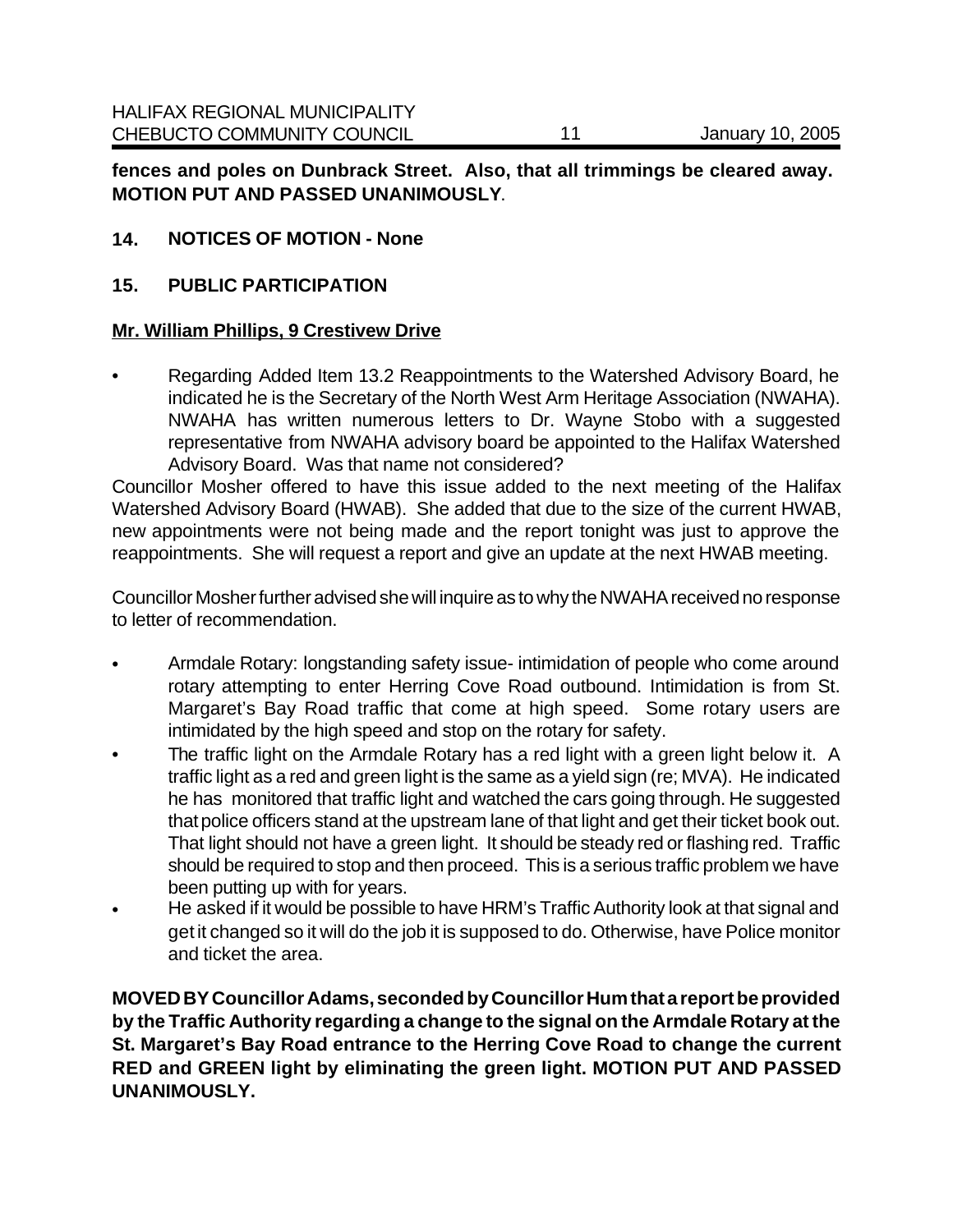**fences and poles on Dunbrack Street. Also, that all trimmings be cleared away. MOTION PUT AND PASSED UNANIMOUSLY**.

## 14. NOTICES OF MOTION - None

## 15. PUBLIC PARTICIPATION

**Mr. William Phillips, 9 Crestivew Drive**

- Regarding Added Item 13.2 Reappointments to the Watershed Advisory Board, he indicated he is the Secretary of the North West Arm Heritage Association (NWAHA). NWAHA has written numerous letters to Dr. Wayne Stobo with a suggested representative from NWAHA advisory board be appointed to the Halifax Watershed Advisory Board. Was that name not considered?

Councillor Mosher offered to have this issue added to the next meeting of the Halifax Watershed Advisory Board (HWAB). She added that due to the size of the current HWAB, new appointments were not being made and the report tonight was just to approve the reappointments. She will request a report and give an update at the next HWAB meeting.

Councillor Mosher further advised she will inquire as to why the NWAHA received no response to letter of recommendation.

- Armdale Rotary: longstanding safety issue- intimidation of people who come around rotary attempting to enter Herring Cove Road outbound. Intimidation is from St. Margaret's Bay Road traffic that come at high speed. Some rotary users are intimidated by the high speed and stop on the rotary for safety.
- The traffic light on the Armdale Rotary has a red light with a green light below it. A traffic light as a red and green light is the same as a yield sign (re; MVA). He indicated he has monitored that traffic light and watched the cars going through. He suggested that police officers stand at the upstream lane of that light and get their ticket book out. That light should not have a green light. It should be steady red or flashing red. Traffic should be required to stop and then proceed. This is a serious traffic problem we have been putting up with for years.
- He asked if it would be possible to have HRM's Traffic Authority look at that signal and get it changed so it will do the job it is supposed to do. Otherwise, have Police monitor and ticket the area.

**MOVED BY Councillor Adams, seconded by Councillor Hum that a report be provided by the Traffic Authority regarding a change to the signal on the Armdale Rotary at the St. Margaret's Bay Road entrance to the Herring Cove Road to change the current RED and GREEN light by eliminating the green light. MOTION PUT AND PASSED UNANIMOUSLY.**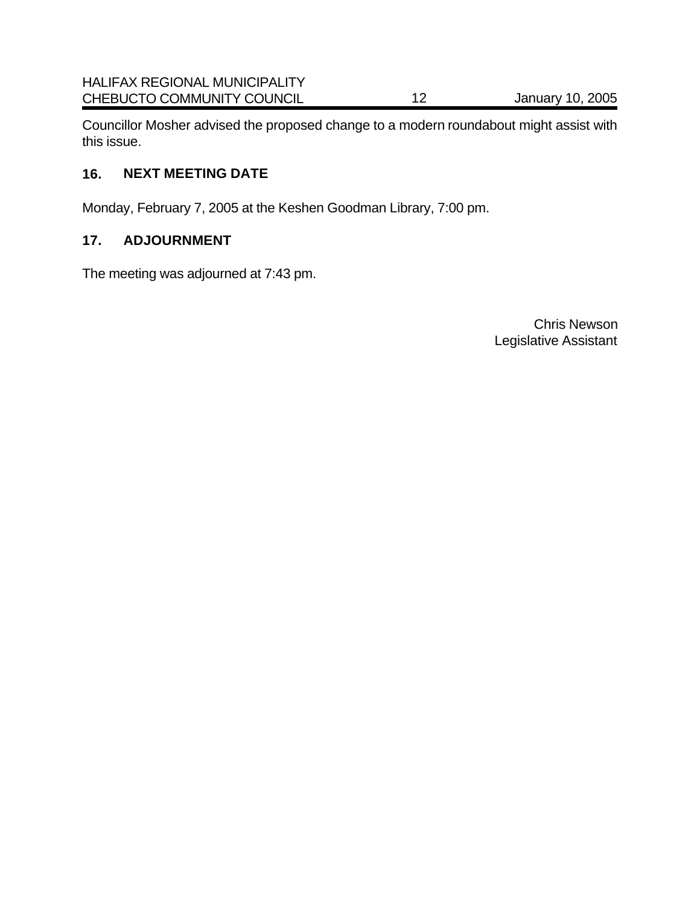Councillor Mosher advised the proposed change to a modern roundabout might assist with this issue.

## 16. NEXT MEETING DATE

Monday, February 7, 2005 at the Keshen Goodman Library, 7:00 pm.

## 17. ADJOURNMENT

The meeting was adjourned at 7:43 pm.

Chris Newson
Legislative Assistant